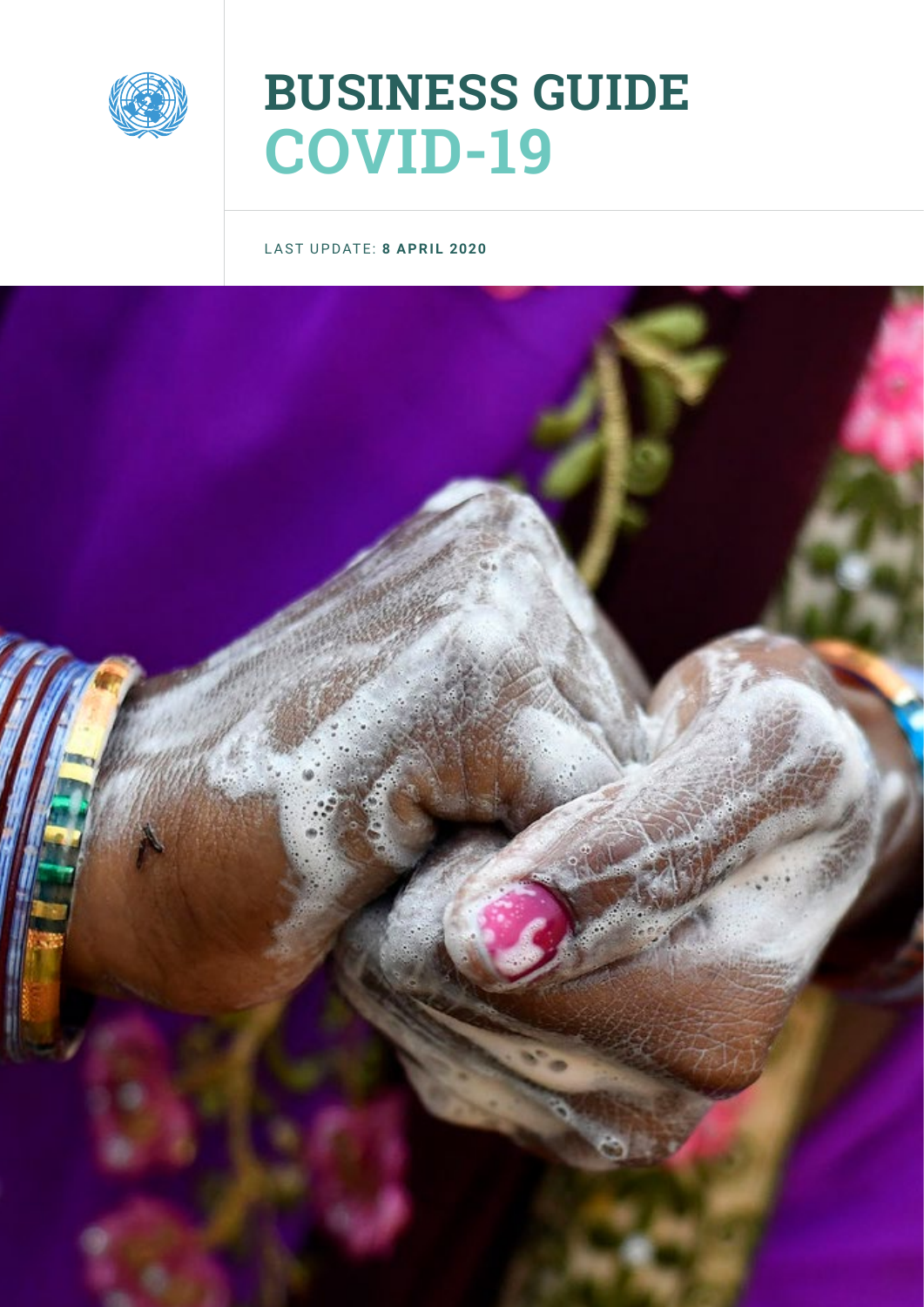# BUSINESS GUIDE COVID-19

LAST UPDATE: **8 APRIL 2020**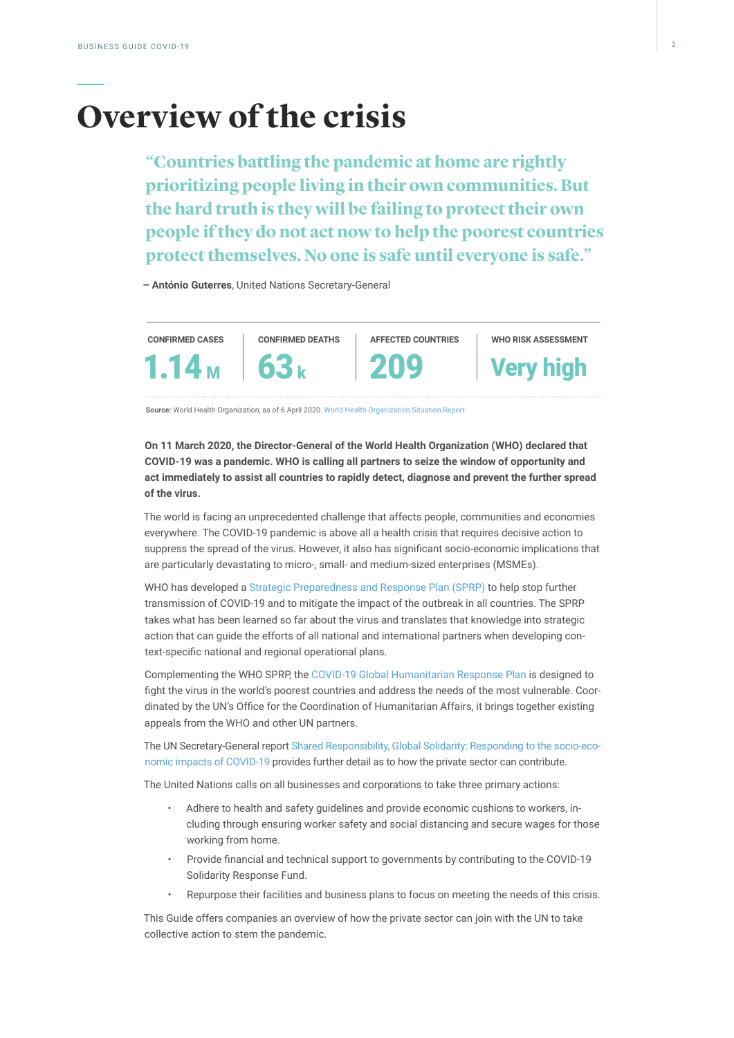# Overview of the crisis

> **"Countries battling the pandemic at home are rightly prioritizing people living in their own communities. But the hard truth is they will be failing to protect their own people if they do not act now to help the poorest countries protect themselves. No one is safe until everyone is safe."**

**– António Guterres**, United Nations Secretary-General

| CONFIRMED CASES | CONFIRMED DEATHS | AFFECTED COUNTRIES | WHO RISK ASSESSMENT |
|---|---|---|---|
| 1.14 M | 63 k | 209 | Very high |

**Source:** World Health Organization, as of 6 April 2020. World Health Organization Situation Report

**On 11 March 2020, the Director-General of the World Health Organization (WHO) declared that COVID-19 was a pandemic. WHO is calling all partners to seize the window of opportunity and act immediately to assist all countries to rapidly detect, diagnose and prevent the further spread of the virus.**

The world is facing an unprecedented challenge that affects people, communities and economies everywhere. The COVID-19 pandemic is above all a health crisis that requires decisive action to suppress the spread of the virus. However, it also has significant socio-economic implications that are particularly devastating to micro-, small- and medium-sized enterprises (MSMEs).

WHO has developed a Strategic Preparedness and Response Plan (SPRP) to help stop further transmission of COVID-19 and to mitigate the impact of the outbreak in all countries. The SPRP takes what has been learned so far about the virus and translates that knowledge into strategic action that can guide the efforts of all national and international partners when developing context-specific national and regional operational plans.

Complementing the WHO SPRP, the COVID-19 Global Humanitarian Response Plan is designed to fight the virus in the world's poorest countries and address the needs of the most vulnerable. Coordinated by the UN's Office for the Coordination of Humanitarian Affairs, it brings together existing appeals from the WHO and other UN partners.

The UN Secretary-General report Shared Responsibility, Global Solidarity: Responding to the socio-economic impacts of COVID-19 provides further detail as to how the private sector can contribute.

The United Nations calls on all businesses and corporations to take three primary actions:

- Adhere to health and safety guidelines and provide economic cushions to workers, including through ensuring worker safety and social distancing and secure wages for those working from home.
- Provide financial and technical support to governments by contributing to the COVID-19 Solidarity Response Fund.
- Repurpose their facilities and business plans to focus on meeting the needs of this crisis.

This Guide offers companies an overview of how the private sector can join with the UN to take collective action to stem the pandemic.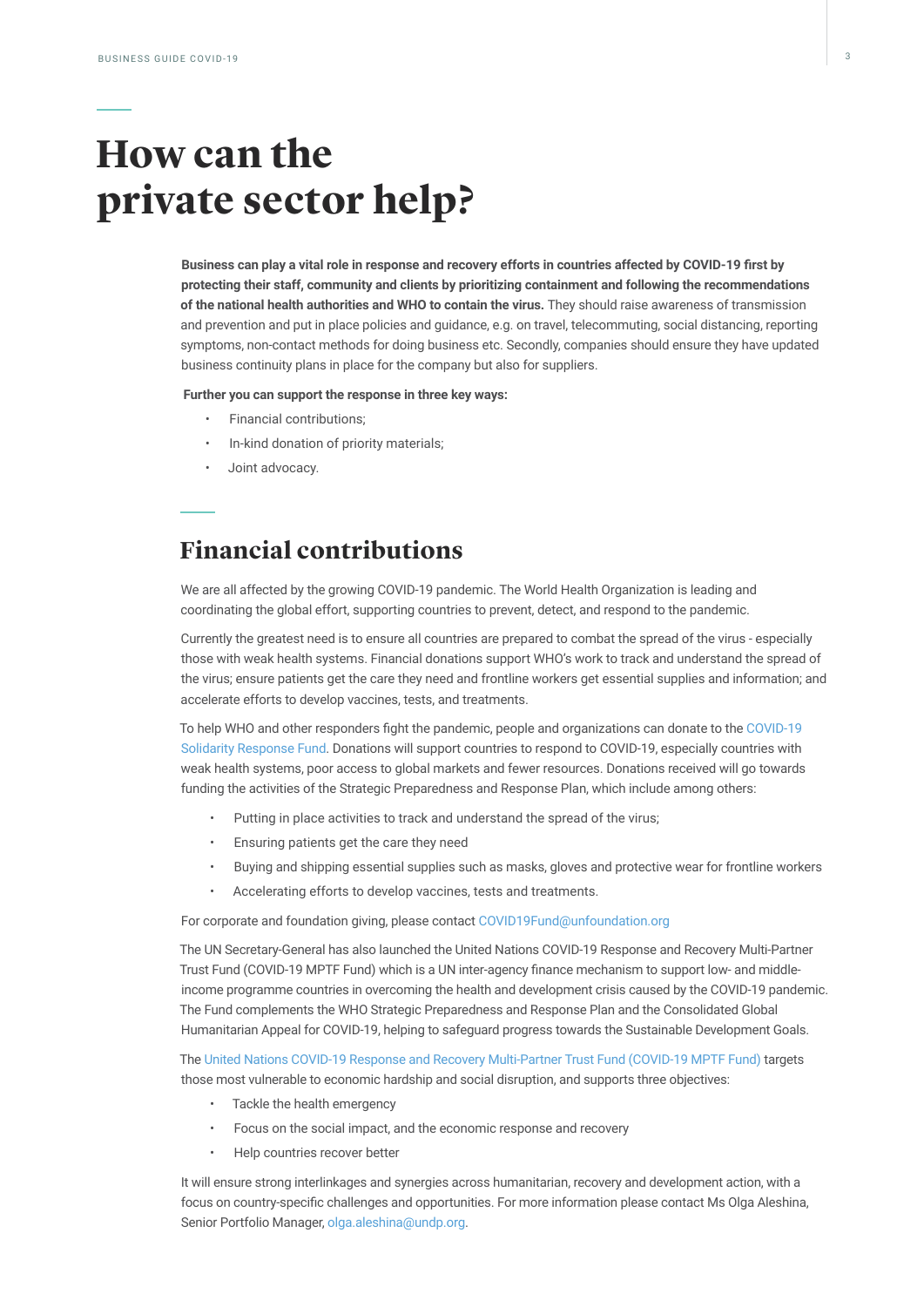# How can the private sector help?

**Business can play a vital role in response and recovery efforts in countries affected by COVID-19 first by protecting their staff, community and clients by prioritizing containment and following the recommendations of the national health authorities and WHO to contain the virus.** They should raise awareness of transmission and prevention and put in place policies and guidance, e.g. on travel, telecommuting, social distancing, reporting symptoms, non-contact methods for doing business etc. Secondly, companies should ensure they have updated business continuity plans in place for the company but also for suppliers.

**Further you can support the response in three key ways:**

- Financial contributions;
- In-kind donation of priority materials;
- Joint advocacy.

## Financial contributions

We are all affected by the growing COVID-19 pandemic. The World Health Organization is leading and coordinating the global effort, supporting countries to prevent, detect, and respond to the pandemic.

Currently the greatest need is to ensure all countries are prepared to combat the spread of the virus - especially those with weak health systems. Financial donations support WHO's work to track and understand the spread of the virus; ensure patients get the care they need and frontline workers get essential supplies and information; and accelerate efforts to develop vaccines, tests, and treatments.

To help WHO and other responders fight the pandemic, people and organizations can donate to the COVID-19 Solidarity Response Fund. Donations will support countries to respond to COVID-19, especially countries with weak health systems, poor access to global markets and fewer resources. Donations received will go towards funding the activities of the Strategic Preparedness and Response Plan, which include among others:

- Putting in place activities to track and understand the spread of the virus;
- Ensuring patients get the care they need
- Buying and shipping essential supplies such as masks, gloves and protective wear for frontline workers
- Accelerating efforts to develop vaccines, tests and treatments.

For corporate and foundation giving, please contact COVID19Fund@unfoundation.org

The UN Secretary-General has also launched the United Nations COVID-19 Response and Recovery Multi-Partner Trust Fund (COVID-19 MPTF Fund) which is a UN inter-agency finance mechanism to support low- and middle-income programme countries in overcoming the health and development crisis caused by the COVID-19 pandemic. The Fund complements the WHO Strategic Preparedness and Response Plan and the Consolidated Global Humanitarian Appeal for COVID-19, helping to safeguard progress towards the Sustainable Development Goals.

The United Nations COVID-19 Response and Recovery Multi-Partner Trust Fund (COVID-19 MPTF Fund) targets those most vulnerable to economic hardship and social disruption, and supports three objectives:

- Tackle the health emergency
- Focus on the social impact, and the economic response and recovery
- Help countries recover better

It will ensure strong interlinkages and synergies across humanitarian, recovery and development action, with a focus on country-specific challenges and opportunities. For more information please contact Ms Olga Aleshina, Senior Portfolio Manager, olga.aleshina@undp.org.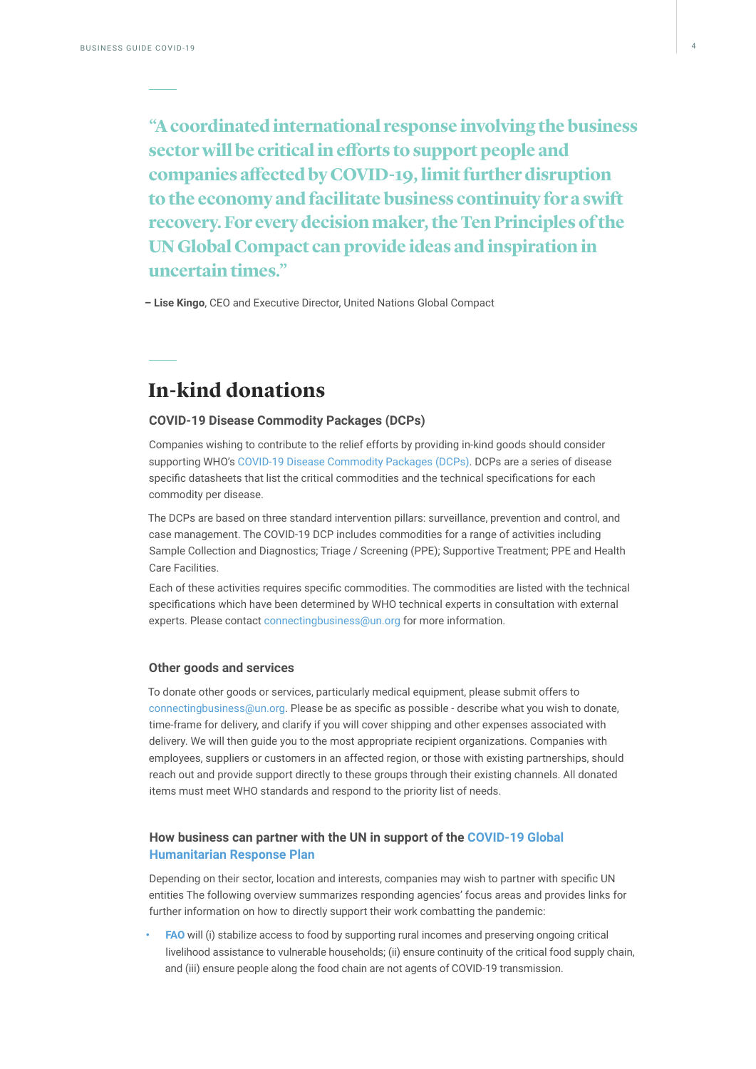> “A coordinated international response involving the business sector will be critical in efforts to support people and companies affected by COVID-19, limit further disruption to the economy and facilitate business continuity for a swift recovery. For every decision maker, the Ten Principles of the UN Global Compact can provide ideas and inspiration in uncertain times.”

– **Lise Kingo**, CEO and Executive Director, United Nations Global Compact

## In-kind donations

### COVID-19 Disease Commodity Packages (DCPs)

Companies wishing to contribute to the relief efforts by providing in-kind goods should consider supporting WHO’s COVID-19 Disease Commodity Packages (DCPs). DCPs are a series of disease specific datasheets that list the critical commodities and the technical specifications for each commodity per disease.

The DCPs are based on three standard intervention pillars: surveillance, prevention and control, and case management. The COVID-19 DCP includes commodities for a range of activities including Sample Collection and Diagnostics; Triage / Screening (PPE); Supportive Treatment; PPE and Health Care Facilities.

Each of these activities requires specific commodities. The commodities are listed with the technical specifications which have been determined by WHO technical experts in consultation with external experts. Please contact connectingbusiness@un.org for more information.

### Other goods and services

To donate other goods or services, particularly medical equipment, please submit offers to connectingbusiness@un.org. Please be as specific as possible - describe what you wish to donate, time-frame for delivery, and clarify if you will cover shipping and other expenses associated with delivery. We will then guide you to the most appropriate recipient organizations. Companies with employees, suppliers or customers in an affected region, or those with existing partnerships, should reach out and provide support directly to these groups through their existing channels. All donated items must meet WHO standards and respond to the priority list of needs.

### How business can partner with the UN in support of the COVID-19 Global Humanitarian Response Plan

Depending on their sector, location and interests, companies may wish to partner with specific UN entities The following overview summarizes responding agencies’ focus areas and provides links for further information on how to directly support their work combatting the pandemic:

- **FAO** will (i) stabilize access to food by supporting rural incomes and preserving ongoing critical livelihood assistance to vulnerable households; (ii) ensure continuity of the critical food supply chain, and (iii) ensure people along the food chain are not agents of COVID-19 transmission.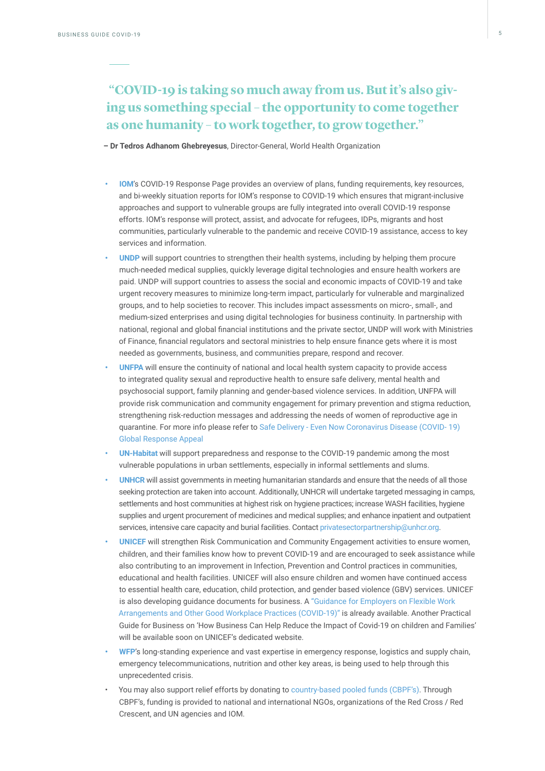> "COVID-19 is taking so much away from us. But it's also giving us something special – the opportunity to come together as one humanity – to work together, to grow together."

– **Dr Tedros Adhanom Ghebreyesus**, Director-General, World Health Organization

- **IOM**'s COVID-19 Response Page provides an overview of plans, funding requirements, key resources, and bi-weekly situation reports for IOM's response to COVID-19 which ensures that migrant-inclusive approaches and support to vulnerable groups are fully integrated into overall COVID-19 response efforts. IOM's response will protect, assist, and advocate for refugees, IDPs, migrants and host communities, particularly vulnerable to the pandemic and receive COVID-19 assistance, access to key services and information.
- **UNDP** will support countries to strengthen their health systems, including by helping them procure much-needed medical supplies, quickly leverage digital technologies and ensure health workers are paid. UNDP will support countries to assess the social and economic impacts of COVID-19 and take urgent recovery measures to minimize long-term impact, particularly for vulnerable and marginalized groups, and to help societies to recover. This includes impact assessments on micro-, small-, and medium-sized enterprises and using digital technologies for business continuity. In partnership with national, regional and global financial institutions and the private sector, UNDP will work with Ministries of Finance, financial regulators and sectoral ministries to help ensure finance gets where it is most needed as governments, business, and communities prepare, respond and recover.
- **UNFPA** will ensure the continuity of national and local health system capacity to provide access to integrated quality sexual and reproductive health to ensure safe delivery, mental health and psychosocial support, family planning and gender-based violence services. In addition, UNFPA will provide risk communication and community engagement for primary prevention and stigma reduction, strengthening risk-reduction messages and addressing the needs of women of reproductive age in quarantine. For more info please refer to Safe Delivery - Even Now Coronavirus Disease (COVID- 19) Global Response Appeal
- **UN-Habitat** will support preparedness and response to the COVID-19 pandemic among the most vulnerable populations in urban settlements, especially in informal settlements and slums.
- **UNHCR** will assist governments in meeting humanitarian standards and ensure that the needs of all those seeking protection are taken into account. Additionally, UNHCR will undertake targeted messaging in camps, settlements and host communities at highest risk on hygiene practices; increase WASH facilities, hygiene supplies and urgent procurement of medicines and medical supplies; and enhance inpatient and outpatient services, intensive care capacity and burial facilities. Contact privatesectorpartnership@unhcr.org.
- **UNICEF** will strengthen Risk Communication and Community Engagement activities to ensure women, children, and their families know how to prevent COVID-19 and are encouraged to seek assistance while also contributing to an improvement in Infection, Prevention and Control practices in communities, educational and health facilities. UNICEF will also ensure children and women have continued access to essential health care, education, child protection, and gender based violence (GBV) services. UNICEF is also developing guidance documents for business. A "Guidance for Employers on Flexible Work Arrangements and Other Good Workplace Practices (COVID-19)" is already available. Another Practical Guide for Business on 'How Business Can Help Reduce the Impact of Covid-19 on children and Families' will be available soon on UNICEF's dedicated website.
- **WFP**'s long-standing experience and vast expertise in emergency response, logistics and supply chain, emergency telecommunications, nutrition and other key areas, is being used to help through this unprecedented crisis.
- You may also support relief efforts by donating to country-based pooled funds (CBPF's). Through CBPF's, funding is provided to national and international NGOs, organizations of the Red Cross / Red Crescent, and UN agencies and IOM.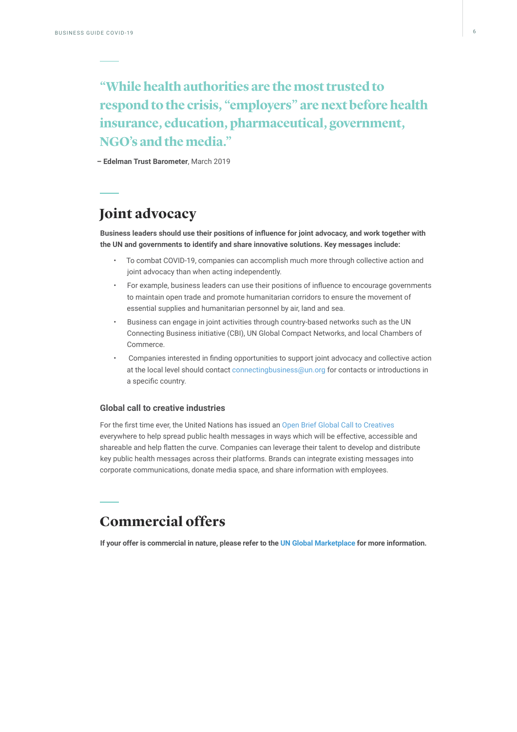> "While health authorities are the most trusted to respond to the crisis, "employers" are next before health insurance, education, pharmaceutical, government, NGO's and the media."

– **Edelman Trust Barometer**, March 2019

## Joint advocacy

**Business leaders should use their positions of influence for joint advocacy, and work together with the UN and governments to identify and share innovative solutions. Key messages include:**

- To combat COVID-19, companies can accomplish much more through collective action and joint advocacy than when acting independently.
- For example, business leaders can use their positions of influence to encourage governments to maintain open trade and promote humanitarian corridors to ensure the movement of essential supplies and humanitarian personnel by air, land and sea.
- Business can engage in joint activities through country-based networks such as the UN Connecting Business initiative (CBI), UN Global Compact Networks, and local Chambers of Commerce.
- Companies interested in finding opportunities to support joint advocacy and collective action at the local level should contact connectingbusiness@un.org for contacts or introductions in a specific country.

### Global call to creative industries

For the first time ever, the United Nations has issued an Open Brief Global Call to Creatives everywhere to help spread public health messages in ways which will be effective, accessible and shareable and help flatten the curve. Companies can leverage their talent to develop and distribute key public health messages across their platforms. Brands can integrate existing messages into corporate communications, donate media space, and share information with employees.

## Commercial offers

**If your offer is commercial in nature, please refer to the UN Global Marketplace for more information.**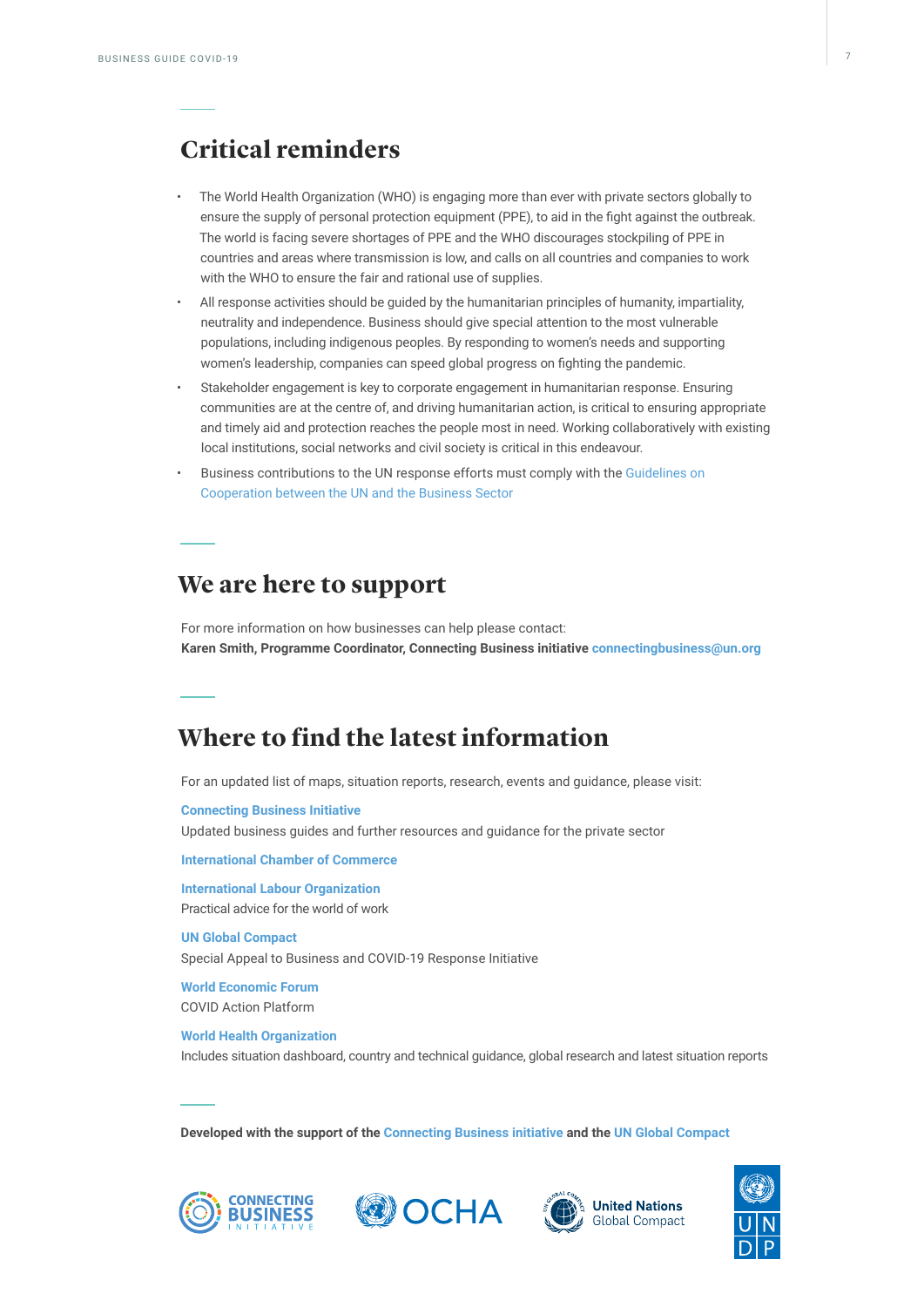## Critical reminders

- The World Health Organization (WHO) is engaging more than ever with private sectors globally to ensure the supply of personal protection equipment (PPE), to aid in the fight against the outbreak. The world is facing severe shortages of PPE and the WHO discourages stockpiling of PPE in countries and areas where transmission is low, and calls on all countries and companies to work with the WHO to ensure the fair and rational use of supplies.
- All response activities should be guided by the humanitarian principles of humanity, impartiality, neutrality and independence. Business should give special attention to the most vulnerable populations, including indigenous peoples. By responding to women's needs and supporting women's leadership, companies can speed global progress on fighting the pandemic.
- Stakeholder engagement is key to corporate engagement in humanitarian response. Ensuring communities are at the centre of, and driving humanitarian action, is critical to ensuring appropriate and timely aid and protection reaches the people most in need. Working collaboratively with existing local institutions, social networks and civil society is critical in this endeavour.
- Business contributions to the UN response efforts must comply with the Guidelines on Cooperation between the UN and the Business Sector

## We are here to support

For more information on how businesses can help please contact:
**Karen Smith, Programme Coordinator, Connecting Business initiative connectingbusiness@un.org**

## Where to find the latest information

For an updated list of maps, situation reports, research, events and guidance, please visit:

**Connecting Business Initiative**
Updated business guides and further resources and guidance for the private sector

**International Chamber of Commerce**

**International Labour Organization**
Practical advice for the world of work

**UN Global Compact**
Special Appeal to Business and COVID-19 Response Initiative

**World Economic Forum**
COVID Action Platform

**World Health Organization**
Includes situation dashboard, country and technical guidance, global research and latest situation reports

**Developed with the support of the Connecting Business initiative and the UN Global Compact**

CONNECTING BUSINESS INITIATIVE   OCHA   United Nations Global Compact   UNDP